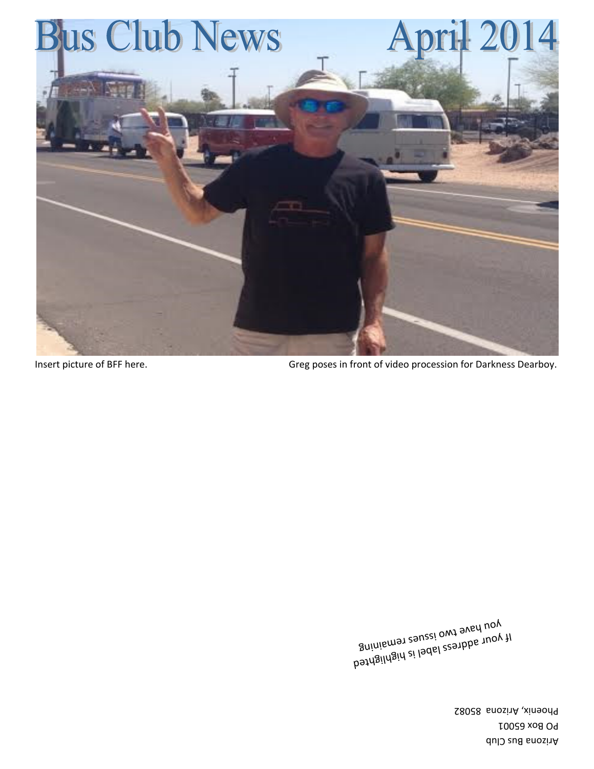# Bus Club News April 2014

Insert picture of BFF here.

Greg poses in front of video procession for Darkness Dearboy.

If your address label is highlighted
you have two issues remaining

Arizona Bus Club
PO Box 65001
Phoenix, Arizona 85082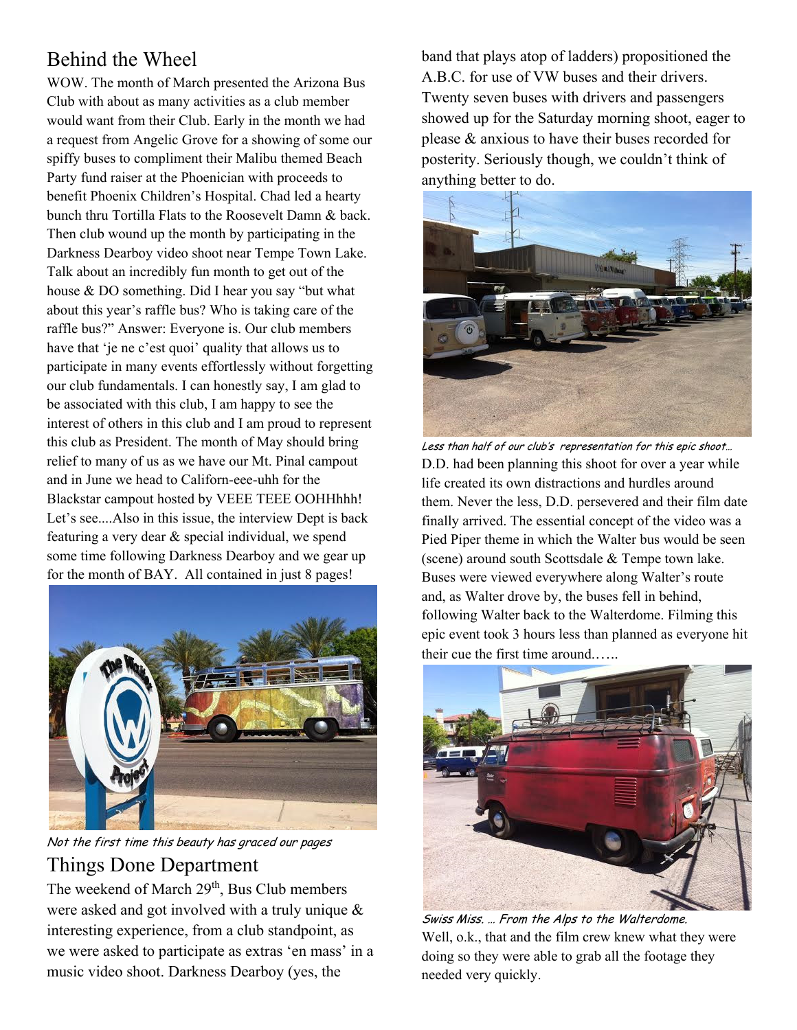## Behind the Wheel

WOW. The month of March presented the Arizona Bus Club with about as many activities as a club member would want from their Club. Early in the month we had a request from Angelic Grove for a showing of some our spiffy buses to compliment their Malibu themed Beach Party fund raiser at the Phoenician with proceeds to benefit Phoenix Children's Hospital. Chad led a hearty bunch thru Tortilla Flats to the Roosevelt Damn & back. Then club wound up the month by participating in the Darkness Dearboy video shoot near Tempe Town Lake. Talk about an incredibly fun month to get out of the house & DO something. Did I hear you say "but what about this year's raffle bus? Who is taking care of the raffle bus?" Answer: Everyone is. Our club members have that 'je ne c'est quoi' quality that allows us to participate in many events effortlessly without forgetting our club fundamentals. I can honestly say, I am glad to be associated with this club, I am happy to see the interest of others in this club and I am proud to represent this club as President. The month of May should bring relief to many of us as we have our Mt. Pinal campout and in June we head to Californ-eee-uhh for the Blackstar campout hosted by VEEE TEEE OOHHhhh! Let's see....Also in this issue, the interview Dept is back featuring a very dear & special individual, we spend some time following Darkness Dearboy and we gear up for the month of BAY. All contained in just 8 pages!

*Not the first time this beauty has graced our pages*

## Things Done Department

The weekend of March 29th, Bus Club members were asked and got involved with a truly unique & interesting experience, from a club standpoint, as we were asked to participate as extras 'en mass' in a music video shoot. Darkness Dearboy (yes, the band that plays atop of ladders) propositioned the A.B.C. for use of VW buses and their drivers. Twenty seven buses with drivers and passengers showed up for the Saturday morning shoot, eager to please & anxious to have their buses recorded for posterity. Seriously though, we couldn't think of anything better to do.

*Less than half of our club's representation for this epic shoot…*

D.D. had been planning this shoot for over a year while life created its own distractions and hurdles around them. Never the less, D.D. persevered and their film date finally arrived. The essential concept of the video was a Pied Piper theme in which the Walter bus would be seen (scene) around south Scottsdale & Tempe town lake. Buses were viewed everywhere along Walter's route and, as Walter drove by, the buses fell in behind, following Walter back to the Walterdome. Filming this epic event took 3 hours less than planned as everyone hit their cue the first time around…..

*Swiss Miss. … From the Alps to the Walterdome.*

Well, o.k., that and the film crew knew what they were doing so they were able to grab all the footage they needed very quickly.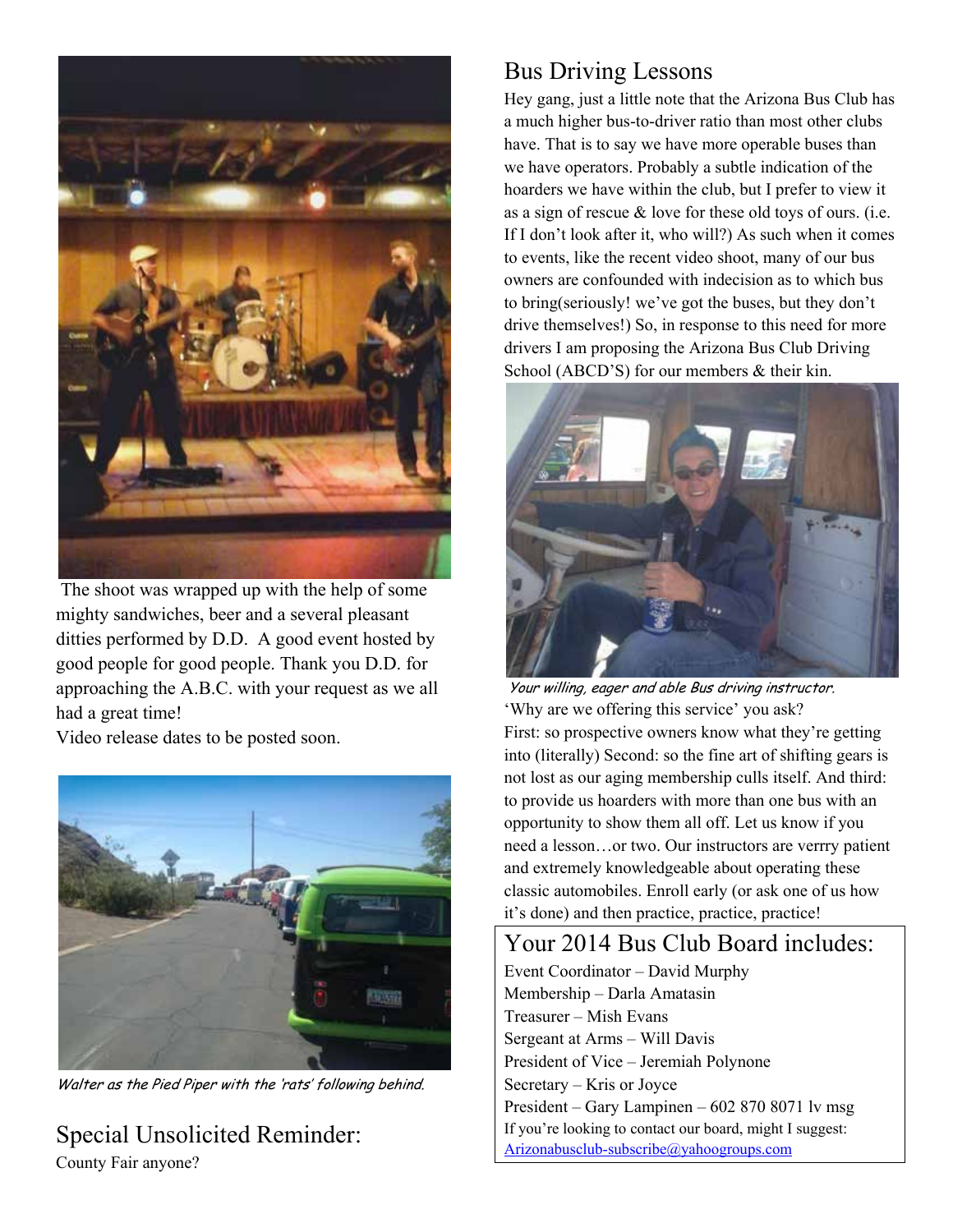The shoot was wrapped up with the help of some mighty sandwiches, beer and a several pleasant ditties performed by D.D. A good event hosted by good people for good people. Thank you D.D. for approaching the A.B.C. with your request as we all had a great time!
Video release dates to be posted soon.

*Walter as the Pied Piper with the 'rats' following behind.*

## Special Unsolicited Reminder:

County Fair anyone?

## Bus Driving Lessons

Hey gang, just a little note that the Arizona Bus Club has a much higher bus-to-driver ratio than most other clubs have. That is to say we have more operable buses than we have operators. Probably a subtle indication of the hoarders we have within the club, but I prefer to view it as a sign of rescue & love for these old toys of ours. (i.e. If I don't look after it, who will?) As such when it comes to events, like the recent video shoot, many of our bus owners are confounded with indecision as to which bus to bring(seriously! we've got the buses, but they don't drive themselves!) So, in response to this need for more drivers I am proposing the Arizona Bus Club Driving School (ABCD'S) for our members & their kin.

*Your willing, eager and able Bus driving instructor.*

'Why are we offering this service' you ask?
First: so prospective owners know what they're getting into (literally) Second: so the fine art of shifting gears is not lost as our aging membership culls itself. And third: to provide us hoarders with more than one bus with an opportunity to show them all off. Let us know if you need a lesson…or two. Our instructors are verrry patient and extremely knowledgeable about operating these classic automobiles. Enroll early (or ask one of us how it's done) and then practice, practice, practice!

## Your 2014 Bus Club Board includes:

Event Coordinator – David Murphy
Membership – Darla Amatasin
Treasurer – Mish Evans
Sergeant at Arms – Will Davis
President of Vice – Jeremiah Polynone
Secretary – Kris or Joyce
President – Gary Lampinen – 602 870 8071 lv msg
If you're looking to contact our board, might I suggest:
Arizonabusclub-subscribe@yahoogroups.com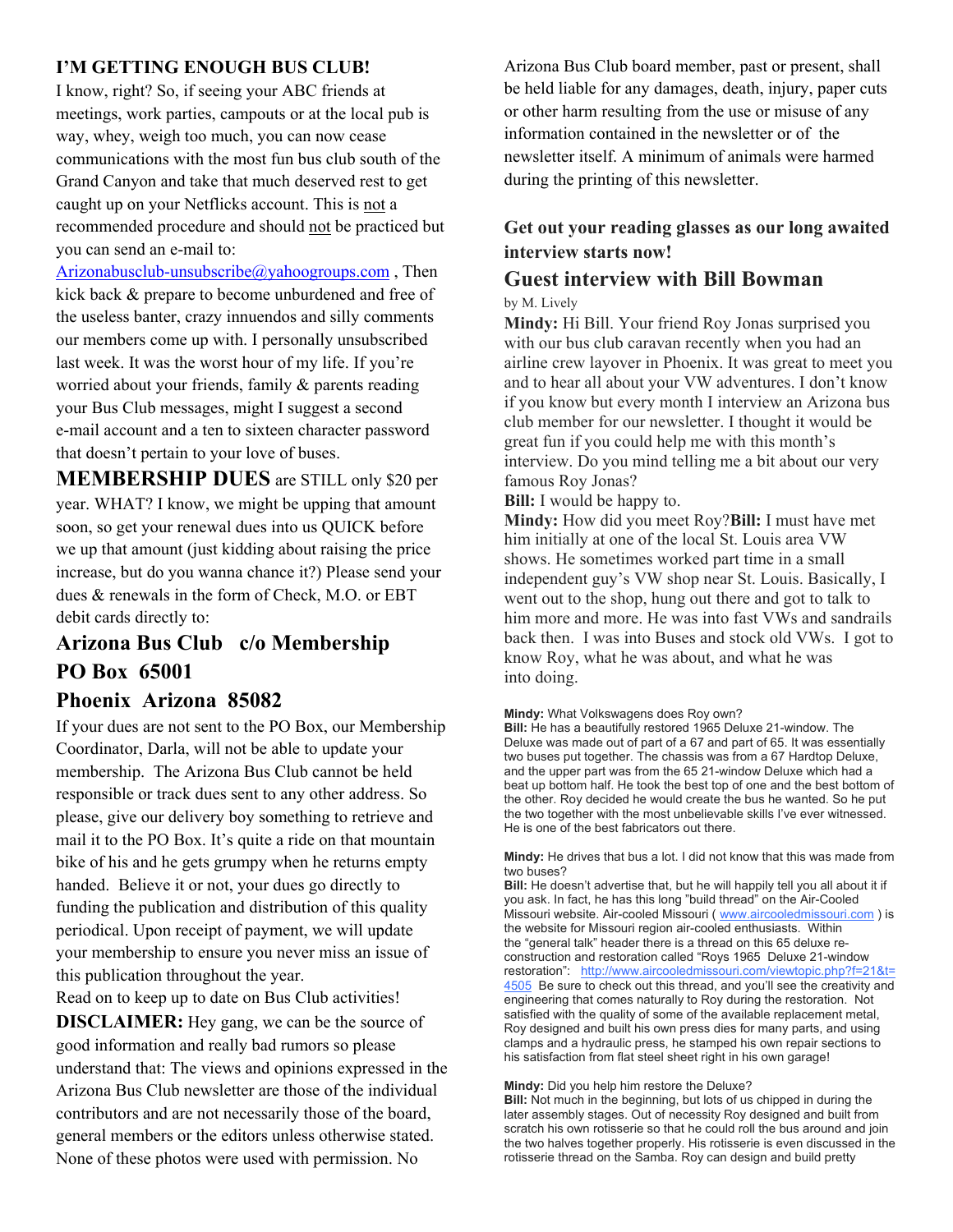## I'M GETTING ENOUGH BUS CLUB!

I know, right? So, if seeing your ABC friends at meetings, work parties, campouts or at the local pub is way, whey, weigh too much, you can now cease communications with the most fun bus club south of the Grand Canyon and take that much deserved rest to get caught up on your Netflicks account. This is not a recommended procedure and should not be practiced but you can send an e-mail to: Arizonabusclub-unsubscribe@yahoogroups.com , Then kick back & prepare to become unburdened and free of the useless banter, crazy innuendos and silly comments our members come up with. I personally unsubscribed last week. It was the worst hour of my life. If you're worried about your friends, family & parents reading your Bus Club messages, might I suggest a second e-mail account and a ten to sixteen character password that doesn't pertain to your love of buses.

**MEMBERSHIP DUES** are STILL only $20 per year. WHAT? I know, we might be upping that amount soon, so get your renewal dues into us QUICK before we up that amount (just kidding about raising the price increase, but do you wanna chance it?) Please send your dues & renewals in the form of Check, M.O. or EBT debit cards directly to:

**Arizona Bus Club c/o Membership**
**PO Box 65001**
**Phoenix Arizona 85082**

If your dues are not sent to the PO Box, our Membership Coordinator, Darla, will not be able to update your membership. The Arizona Bus Club cannot be held responsible or track dues sent to any other address. So please, give our delivery boy something to retrieve and mail it to the PO Box. It's quite a ride on that mountain bike of his and he gets grumpy when he returns empty handed. Believe it or not, your dues go directly to funding the publication and distribution of this quality periodical. Upon receipt of payment, we will update your membership to ensure you never miss an issue of this publication throughout the year.

Read on to keep up to date on Bus Club activities!

**DISCLAIMER:** Hey gang, we can be the source of good information and really bad rumors so please understand that: The views and opinions expressed in the Arizona Bus Club newsletter are those of the individual contributors and are not necessarily those of the board, general members or the editors unless otherwise stated. None of these photos were used with permission. No Arizona Bus Club board member, past or present, shall be held liable for any damages, death, injury, paper cuts or other harm resulting from the use or misuse of any information contained in the newsletter or of the newsletter itself. A minimum of animals were harmed during the printing of this newsletter.

**Get out your reading glasses as our long awaited interview starts now!**

## Guest interview with Bill Bowman

by M. Lively

**Mindy:** Hi Bill. Your friend Roy Jonas surprised you with our bus club caravan recently when you had an airline crew layover in Phoenix. It was great to meet you and to hear all about your VW adventures. I don't know if you know but every month I interview an Arizona bus club member for our newsletter. I thought it would be great fun if you could help me with this month's interview. Do you mind telling me a bit about our very famous Roy Jonas?

**Bill:** I would be happy to.

**Mindy:** How did you meet Roy?

**Bill:** I must have met him initially at one of the local St. Louis area VW shows. He sometimes worked part time in a small independent guy's VW shop near St. Louis. Basically, I went out to the shop, hung out there and got to talk to him more and more. He was into fast VWs and sandrails back then. I was into Buses and stock old VWs. I got to know Roy, what he was about, and what he was into doing.

**Mindy:** What Volkswagens does Roy own?

**Bill:** He has a beautifully restored 1965 Deluxe 21-window. The Deluxe was made out of part of a 67 and part of 65. It was essentially two buses put together. The chassis was from a 67 Hardtop Deluxe, and the upper part was from the 65 21-window Deluxe which had a beat up bottom half. He took the best top of one and the best bottom of the other. Roy decided he would create the bus he wanted. So he put the two together with the most unbelievable skills I've ever witnessed. He is one of the best fabricators out there.

**Mindy:** He drives that bus a lot. I did not know that this was made from two buses?

**Bill:** He doesn't advertise that, but he will happily tell you all about it if you ask. In fact, he has this long "build thread" on the Air-Cooled Missouri website. Air-cooled Missouri ( www.aircooledmissouri.com ) is the website for Missouri region air-cooled enthusiasts. Within the "general talk" header there is a thread on this 65 deluxe re-construction and restoration called "Roys 1965 Deluxe 21-window restoration": http://www.aircooledmissouri.com/viewtopic.php?f=21&t=4505 Be sure to check out this thread, and you'll see the creativity and engineering that comes naturally to Roy during the restoration. Not satisfied with the quality of some of the available replacement metal, Roy designed and built his own press dies for many parts, and using clamps and a hydraulic press, he stamped his own repair sections to his satisfaction from flat steel sheet right in his own garage!

**Mindy:** Did you help him restore the Deluxe?

**Bill:** Not much in the beginning, but lots of us chipped in during the later assembly stages. Out of necessity Roy designed and built from scratch his own rotisserie so that he could roll the bus around and join the two halves together properly. His rotisserie is even discussed in the rotisserie thread on the Samba. Roy can design and build pretty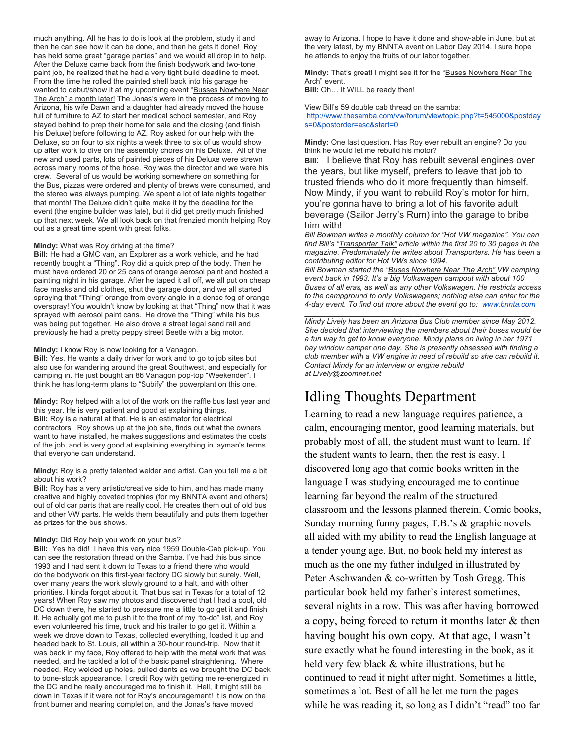much anything. All he has to do is look at the problem, study it and then he can see how it can be done, and then he gets it done! Roy has held some great "garage parties" and we would all drop in to help. After the Deluxe came back from the finish bodywork and two-tone paint job, he realized that he had a very tight build deadline to meet. From the time he rolled the painted shell back into his garage he wanted to debut/show it at my upcoming event "Busses Nowhere Near The Arch" a month later! The Jonas's were in the process of moving to Arizona, his wife Dawn and a daughter had already moved the house full of furniture to AZ to start her medical school semester, and Roy stayed behind to prep their home for sale and the closing (and finish his Deluxe) before following to AZ. Roy asked for our help with the Deluxe, so on four to six nights a week three to six of us would show up after work to dive on the assembly chores on his Deluxe. All of the new and used parts, lots of painted pieces of his Deluxe were strewn across many rooms of the hose. Roy was the director and we were his crew. Several of us would be working somewhere on something for the Bus, pizzas were ordered and plenty of brews were consumed, and the stereo was always pumping. We spent a lot of late nights together that month! The Deluxe didn't quite make it by the deadline for the event (the engine builder was late), but it did get pretty much finished up that next week. We all look back on that frenzied month helping Roy out as a great time spent with great folks.

**Mindy:** What was Roy driving at the time?
**Bill:** He had a GMC van, an Explorer as a work vehicle, and he had recently bought a "Thing". Roy did a quick prep of the body. Then he must have ordered 20 or 25 cans of orange aerosol paint and hosted a painting night in his garage. After he taped it all off, we all put on cheap face masks and old clothes, shut the garage door, and we all started spraying that "Thing" orange from every angle in a dense fog of orange overspray! You wouldn't know by looking at that "Thing" now that it was sprayed with aerosol paint cans. He drove the "Thing" while his bus was being put together. He also drove a street legal sand rail and previously he had a pretty peppy street Beetle with a big motor.

**Mindy:** I know Roy is now looking for a Vanagon.
**Bill:** Yes. He wants a daily driver for work and to go to job sites but also use for wandering around the great Southwest, and especially for camping in. He just bought an 86 Vanagon pop-top "Weekender". I think he has long-term plans to "Subify" the powerplant on this one.

**Mindy:** Roy helped with a lot of the work on the raffle bus last year and this year. He is very patient and good at explaining things.
**Bill:** Roy is a natural at that. He is an estimator for electrical contractors. Roy shows up at the job site, finds out what the owners want to have installed, he makes suggestions and estimates the costs of the job, and is very good at explaining everything in layman's terms that everyone can understand.

**Mindy:** Roy is a pretty talented welder and artist. Can you tell me a bit about his work?
**Bill:** Roy has a very artistic/creative side to him, and has made many creative and highly coveted trophies (for my BNNTA event and others) out of old car parts that are really cool. He creates them out of old bus and other VW parts. He welds them beautifully and puts them together as prizes for the bus shows.

**Mindy:** Did Roy help you work on your bus?
**Bill:** Yes he did! I have this very nice 1959 Double-Cab pick-up. You can see the restoration thread on the Samba. I've had this bus since 1993 and I had sent it down to Texas to a friend there who would do the bodywork on this first-year factory DC slowly but surely. Well, over many years the work slowly ground to a halt, and with other priorities. I kinda forgot about it. That bus sat in Texas for a total of 12 years! When Roy saw my photos and discovered that I had a cool, old DC down there, he started to pressure me a little to go get it and finish it. He actually got me to push it to the front of my "to-do" list, and Roy even volunteered his time, truck and his trailer to go get it. Within a week we drove down to Texas, collected everything, loaded it up and headed back to St. Louis, all within a 30-hour round-trip. Now that it was back in my face, Roy offered to help with the metal work that was needed, and he tackled a lot of the basic panel straightening. Where needed, Roy welded up holes, pulled dents as we brought the DC back to bone-stock appearance. I credit Roy with getting me re-energized in the DC and he really encouraged me to finish it. Hell, it might still be down in Texas if it were not for Roy's encouragement! It is now on the front burner and nearing completion, and the Jonas's have moved away to Arizona. I hope to have it done and show-able in June, but at the very latest, by my BNNTA event on Labor Day 2014. I sure hope he attends to enjoy the fruits of our labor together.

**Mindy:** That's great! I might see it for the "Buses Nowhere Near The Arch" event.
**Bill:** Oh… It WILL be ready then!

View Bill's 59 double cab thread on the samba:
http://www.thesamba.com/vw/forum/viewtopic.php?t=545000&postdays=0&postorder=asc&start=0

**Mindy:** One last question. Has Roy ever rebuilt an engine? Do you think he would let me rebuild his motor?
**Bill**: I believe that Roy has rebuilt several engines over the years, but like myself, prefers to leave that job to trusted friends who do it more frequently than himself. Now Mindy, if you want to rebuild Roy's motor for him, you're gonna have to bring a lot of his favorite adult beverage (Sailor Jerry's Rum) into the garage to bribe him with!

*Bill Bowman writes a monthly column for "Hot VW magazine". You can find Bill's "Transporter Talk" article within the first 20 to 30 pages in the magazine. Predominately he writes about Transporters. He has been a contributing editor for Hot VWs since 1994.*

*Bill Bowman started the "Buses Nowhere Near The Arch" VW camping event back in 1993. It's a big Volkswagen campout with about 100 Buses of all eras, as well as any other Volkswagen. He restricts access to the campground to only Volkswagens; nothing else can enter for the 4-day event. To find out more about the event go to: www.bnnta.com*

---

*Mindy Lively has been an Arizona Bus Club member since May 2012. She decided that interviewing the members about their buses would be a fun way to get to know everyone. Mindy plans on living in her 1971 bay window camper one day. She is presently obsessed with finding a club member with a VW engine in need of rebuild so she can rebuild it. Contact Mindy for an interview or engine rebuild at Lively@zoomnet.net*

# Idling Thoughts Department

Learning to read a new language requires patience, a calm, encouraging mentor, good learning materials, but probably most of all, the student must want to learn. If the student wants to learn, then the rest is easy. I discovered long ago that comic books written in the language I was studying encouraged me to continue learning far beyond the realm of the structured classroom and the lessons planned therein. Comic books, Sunday morning funny pages, T.B.'s & graphic novels all aided with my ability to read the English language at a tender young age. But, no book held my interest as much as the one my father indulged in illustrated by Peter Aschwanden & co-written by Tosh Gregg. This particular book held my father's interest sometimes, several nights in a row. This was after having borrowed a copy, being forced to return it months later & then having bought his own copy. At that age, I wasn't sure exactly what he found interesting in the book, as it held very few black & white illustrations, but he continued to read it night after night. Sometimes a little, sometimes a lot. Best of all he let me turn the pages while he was reading it, so long as I didn't "read" too far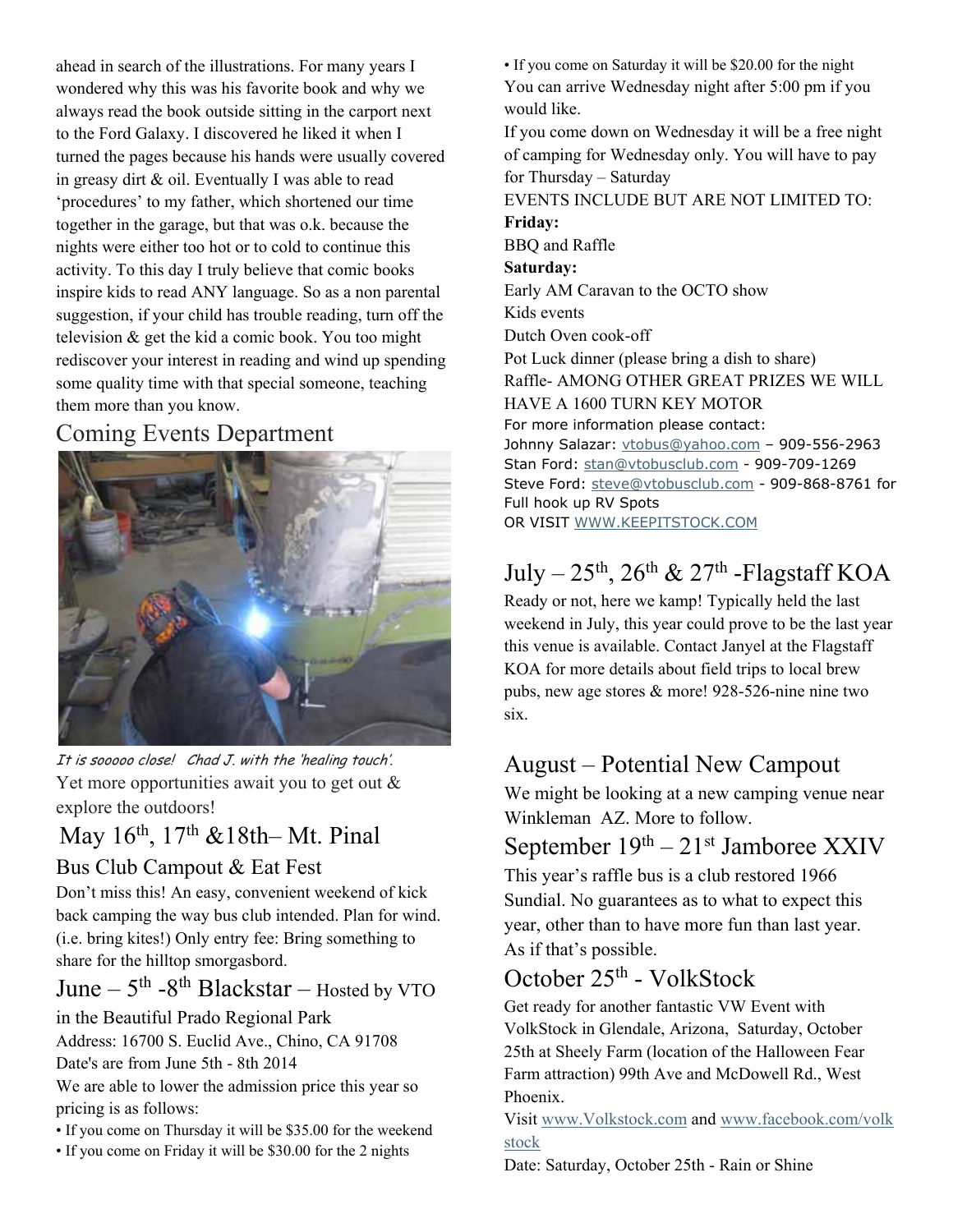ahead in search of the illustrations. For many years I wondered why this was his favorite book and why we always read the book outside sitting in the carport next to the Ford Galaxy. I discovered he liked it when I turned the pages because his hands were usually covered in greasy dirt & oil. Eventually I was able to read 'procedures' to my father, which shortened our time together in the garage, but that was o.k. because the nights were either too hot or to cold to continue this activity. To this day I truly believe that comic books inspire kids to read ANY language. So as a non parental suggestion, if your child has trouble reading, turn off the television & get the kid a comic book. You too might rediscover your interest in reading and wind up spending some quality time with that special someone, teaching them more than you know.

## Coming Events Department

*It is sooooo close! Chad J. with the 'healing touch'.*

Yet more opportunities await you to get out & explore the outdoors!

## May 16th, 17th &18th– Mt. Pinal

### Bus Club Campout & Eat Fest

Don't miss this! An easy, convenient weekend of kick back camping the way bus club intended. Plan for wind. (i.e. bring kites!) Only entry fee: Bring something to share for the hilltop smorgasbord.

## June – 5th -8th Blackstar – Hosted by VTO in the Beautiful Prado Regional Park

Address: 16700 S. Euclid Ave., Chino, CA 91708

Date's are from June 5th - 8th 2014

We are able to lower the admission price this year so pricing is as follows:

- If you come on Thursday it will be $35.00 for the weekend
- If you come on Friday it will be $30.00 for the 2 nights
- If you come on Saturday it will be $20.00 for the night

You can arrive Wednesday night after 5:00 pm if you would like.

If you come down on Wednesday it will be a free night of camping for Wednesday only. You will have to pay for Thursday – Saturday

EVENTS INCLUDE BUT ARE NOT LIMITED TO:

**Friday:**

BBQ and Raffle

**Saturday:**

Early AM Caravan to the OCTO show

Kids events

Dutch Oven cook-off

Pot Luck dinner (please bring a dish to share)

Raffle- AMONG OTHER GREAT PRIZES WE WILL HAVE A 1600 TURN KEY MOTOR

For more information please contact:

Johnny Salazar: vtobus@yahoo.com – 909-556-2963

Stan Ford: stan@vtobusclub.com - 909-709-1269

Steve Ford: steve@vtobusclub.com - 909-868-8761 for Full hook up RV Spots

OR VISIT WWW.KEEPITSTOCK.COM

## July – 25th, 26th & 27th -Flagstaff KOA

Ready or not, here we kamp! Typically held the last weekend in July, this year could prove to be the last year this venue is available. Contact Janyel at the Flagstaff KOA for more details about field trips to local brew pubs, new age stores & more! 928-526-nine nine two six.

## August – Potential New Campout

We might be looking at a new camping venue near Winkleman AZ. More to follow.

## September 19th – 21st Jamboree XXIV

This year's raffle bus is a club restored 1966 Sundial. No guarantees as to what to expect this year, other than to have more fun than last year. As if that's possible.

## October 25th - VolkStock

Get ready for another fantastic VW Event with VolkStock in Glendale, Arizona, Saturday, October 25th at Sheely Farm (location of the Halloween Fear Farm attraction) 99th Ave and McDowell Rd., West Phoenix.

Visit www.Volkstock.com and www.facebook.com/volkstock

Date: Saturday, October 25th - Rain or Shine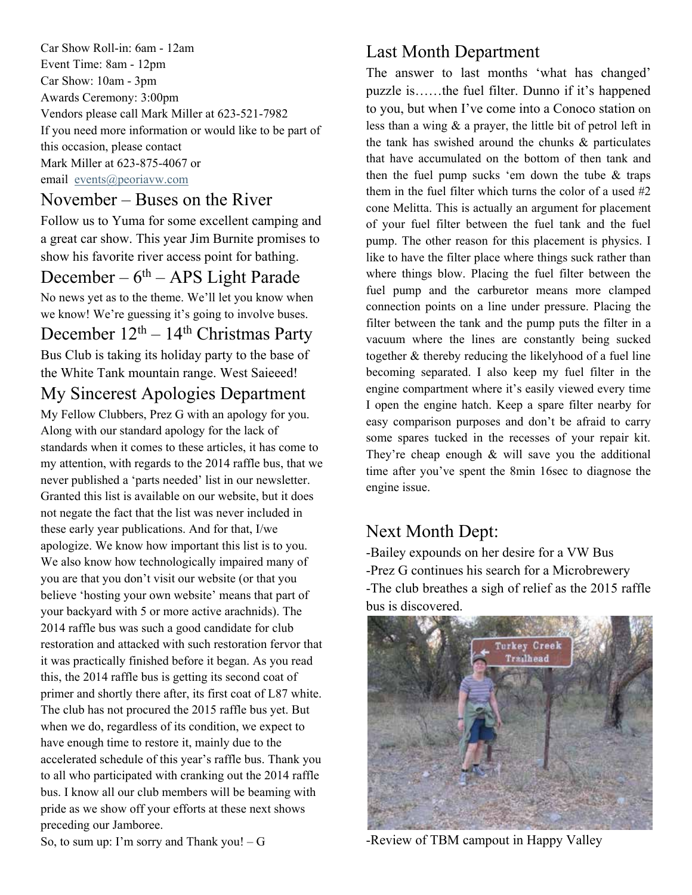Car Show Roll-in: 6am - 12am
Event Time: 8am - 12pm
Car Show: 10am - 3pm
Awards Ceremony: 3:00pm
Vendors please call Mark Miller at 623-521-7982
If you need more information or would like to be part of this occasion, please contact
Mark Miller at 623-875-4067 or
email events@peoriavw.com

## November – Buses on the River

Follow us to Yuma for some excellent camping and a great car show. This year Jim Burnite promises to show his favorite river access point for bathing.

## December – 6th – APS Light Parade

No news yet as to the theme. We'll let you know when we know! We're guessing it's going to involve buses.

## December 12th – 14th Christmas Party

Bus Club is taking its holiday party to the base of the White Tank mountain range. West Saieeed!

## My Sincerest Apologies Department

My Fellow Clubbers, Prez G with an apology for you. Along with our standard apology for the lack of standards when it comes to these articles, it has come to my attention, with regards to the 2014 raffle bus, that we never published a 'parts needed' list in our newsletter. Granted this list is available on our website, but it does not negate the fact that the list was never included in these early year publications. And for that, I/we apologize. We know how important this list is to you. We also know how technologically impaired many of you are that you don't visit our website (or that you believe 'hosting your own website' means that part of your backyard with 5 or more active arachnids). The 2014 raffle bus was such a good candidate for club restoration and attacked with such restoration fervor that it was practically finished before it began. As you read this, the 2014 raffle bus is getting its second coat of primer and shortly there after, its first coat of L87 white. The club has not procured the 2015 raffle bus yet. But when we do, regardless of its condition, we expect to have enough time to restore it, mainly due to the accelerated schedule of this year's raffle bus. Thank you to all who participated with cranking out the 2014 raffle bus. I know all our club members will be beaming with pride as we show off your efforts at these next shows preceding our Jamboree.

So, to sum up: I'm sorry and Thank you! – G

## Last Month Department

The answer to last months 'what has changed' puzzle is……the fuel filter. Dunno if it's happened to you, but when I've come into a Conoco station on less than a wing & a prayer, the little bit of petrol left in the tank has swished around the chunks & particulates that have accumulated on the bottom of then tank and then the fuel pump sucks 'em down the tube & traps them in the fuel filter which turns the color of a used #2 cone Melitta. This is actually an argument for placement of your fuel filter between the fuel tank and the fuel pump. The other reason for this placement is physics. I like to have the filter place where things suck rather than where things blow. Placing the fuel filter between the fuel pump and the carburetor means more clamped connection points on a line under pressure. Placing the filter between the tank and the pump puts the filter in a vacuum where the lines are constantly being sucked together & thereby reducing the likelyhood of a fuel line becoming separated. I also keep my fuel filter in the engine compartment where it's easily viewed every time I open the engine hatch. Keep a spare filter nearby for easy comparison purposes and don't be afraid to carry some spares tucked in the recesses of your repair kit. They're cheap enough & will save you the additional time after you've spent the 8min 16sec to diagnose the engine issue.

## Next Month Dept:

-Bailey expounds on her desire for a VW Bus
-Prez G continues his search for a Microbrewery
-The club breathes a sigh of relief as the 2015 raffle bus is discovered.
-Review of TBM campout in Happy Valley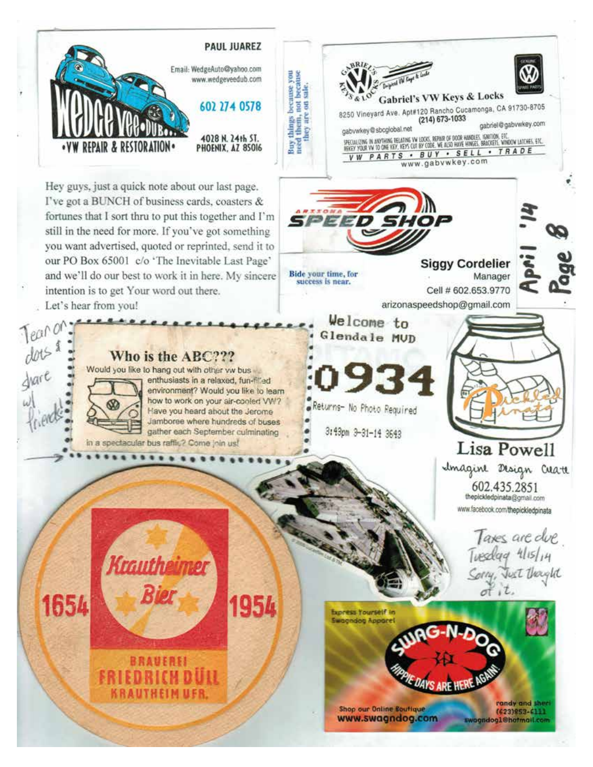PAUL JUAREZ

Email: WedgeAuto@yahoo.com
www.wedgeveedub.com

602 274 0578

WEDGE VEE-DUB...
•VW REPAIR & RESTORATION•

4028 N. 24th ST.
PHOENIX, AZ 85016

Buy things because you need them, not because they are on sale.

GABRIEL'S KEYS & LOCKS
Original VW Keys & Locks

Gabriel's VW Keys & Locks

8250 Vineyard Ave. Apt#120 Rancho Cucamonga, CA 91730-8705
(214) 673-1033

gabvwkey@sbcglobal.net
gabriel@gabvwkey.com

SPECIALIZING IN ANYTHING RELATING VW LOCKS, REPAIR OF DOOR HANDLES, IGNITION, ETC. REKEY YOUR VW TO ONE KEY, KEYS CUT BY CODE. WE ALSO HAVE HINGES, BRACKETS, WINDOW LATCHES, ETC.

VW PARTS • BUY • SELL • TRADE

www.gabvwkey.com

Hey guys, just a quick note about our last page. I've got a BUNCH of business cards, coasters & fortunes that I sort thru to put this together and I'm still in the need for more. If you've got something you want advertised, quoted or reprinted, send it to our PO Box 65001 c/o 'The Inevitable Last Page' and we'll do our best to work it in here. My sincere intention is to get Your word out there.

Let's hear from you!

ARIZONA SPEED SHOP

Bide your time, for success is near.

Siggy Cordelier
Manager
Cell # 602.653.9770
arizonaspeedshop@gmail.com

April '14
Page 8

Tear on dots & share w/ friends!

## Who is the ABC???

Would you like to hang out with other vw bus enthusiasts in a relaxed, fun-filled environment? Would you like to learn how to work on your air-cooled VW? Have you heard about the Jerome Jamboree where hundreds of buses gather each September culminating in a spectacular bus raffle? Come join us!

Welcome to
Glendale MVD

0934

Returns- No Photo Required

3:43pm 3-31-14 3643

Pickled Pinata

Lisa Powell
Imagine Design Create
602.435.2851
thepickledpinata@gmail.com
www.facebook.com/thepickledpinata

Krautheimer Bier
1654 1954
BRAUEREI
FRIEDRICH DÜLL
KRAUTHEIM UFR.

Taxes are due Tuesday 4/15/14
Sorry, Just thought of it.

Express Yourself in Swagndog Apparel

SWAG-N-DOG
HIPPIE DAYS ARE HERE AGAIN!

Shop our Online Boutique
www.swagndog.com

randy and sheri
(623)853-6111
swagndog1@hotmail.com